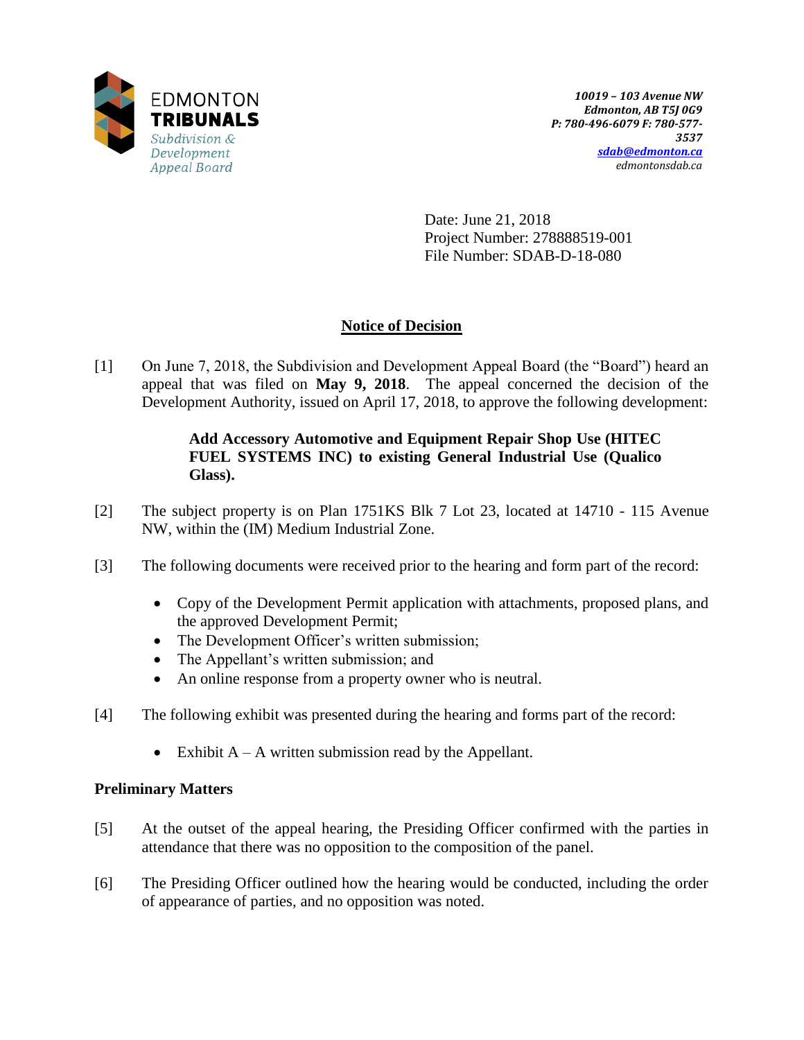EDMONTON
**TRIBUNALS**
*Subdivision & Development Appeal Board*

*10019 – 103 Avenue NW*
*Edmonton, AB T5J 0G9*
*P: 780-496-6079 F: 780-577-3537*
*sdab@edmonton.ca*
*edmontonsdab.ca*

Date: June 21, 2018
Project Number: 278888519-001
File Number: SDAB-D-18-080

## Notice of Decision

[1] On June 7, 2018, the Subdivision and Development Appeal Board (the "Board") heard an appeal that was filed on **May 9, 2018**. The appeal concerned the decision of the Development Authority, issued on April 17, 2018, to approve the following development:

> **Add Accessory Automotive and Equipment Repair Shop Use (HITEC FUEL SYSTEMS INC) to existing General Industrial Use (Qualico Glass).**

[2] The subject property is on Plan 1751KS Blk 7 Lot 23, located at 14710 - 115 Avenue NW, within the (IM) Medium Industrial Zone.

[3] The following documents were received prior to the hearing and form part of the record:

- Copy of the Development Permit application with attachments, proposed plans, and the approved Development Permit;
- The Development Officer's written submission;
- The Appellant's written submission; and
- An online response from a property owner who is neutral.

[4] The following exhibit was presented during the hearing and forms part of the record:

- Exhibit A – A written submission read by the Appellant.

### Preliminary Matters

[5] At the outset of the appeal hearing, the Presiding Officer confirmed with the parties in attendance that there was no opposition to the composition of the panel.

[6] The Presiding Officer outlined how the hearing would be conducted, including the order of appearance of parties, and no opposition was noted.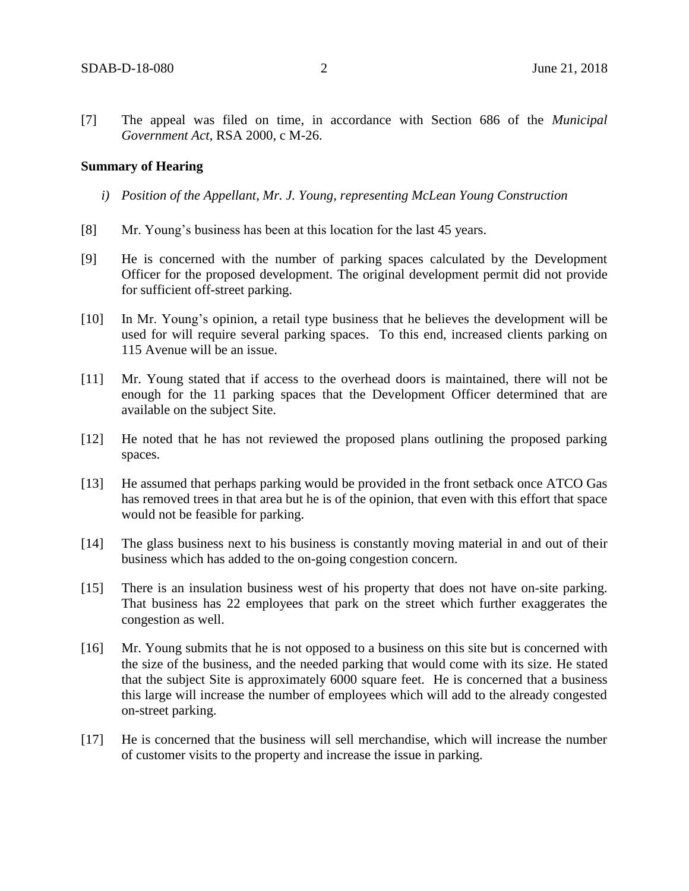[7] The appeal was filed on time, in accordance with Section 686 of the *Municipal Government Act*, RSA 2000, c M-26.

**Summary of Hearing**

*i) Position of the Appellant, Mr. J. Young, representing McLean Young Construction*

[8] Mr. Young's business has been at this location for the last 45 years.

[9] He is concerned with the number of parking spaces calculated by the Development Officer for the proposed development. The original development permit did not provide for sufficient off-street parking.

[10] In Mr. Young's opinion, a retail type business that he believes the development will be used for will require several parking spaces. To this end, increased clients parking on 115 Avenue will be an issue.

[11] Mr. Young stated that if access to the overhead doors is maintained, there will not be enough for the 11 parking spaces that the Development Officer determined that are available on the subject Site.

[12] He noted that he has not reviewed the proposed plans outlining the proposed parking spaces.

[13] He assumed that perhaps parking would be provided in the front setback once ATCO Gas has removed trees in that area but he is of the opinion, that even with this effort that space would not be feasible for parking.

[14] The glass business next to his business is constantly moving material in and out of their business which has added to the on-going congestion concern.

[15] There is an insulation business west of his property that does not have on-site parking. That business has 22 employees that park on the street which further exaggerates the congestion as well.

[16] Mr. Young submits that he is not opposed to a business on this site but is concerned with the size of the business, and the needed parking that would come with its size. He stated that the subject Site is approximately 6000 square feet. He is concerned that a business this large will increase the number of employees which will add to the already congested on-street parking.

[17] He is concerned that the business will sell merchandise, which will increase the number of customer visits to the property and increase the issue in parking.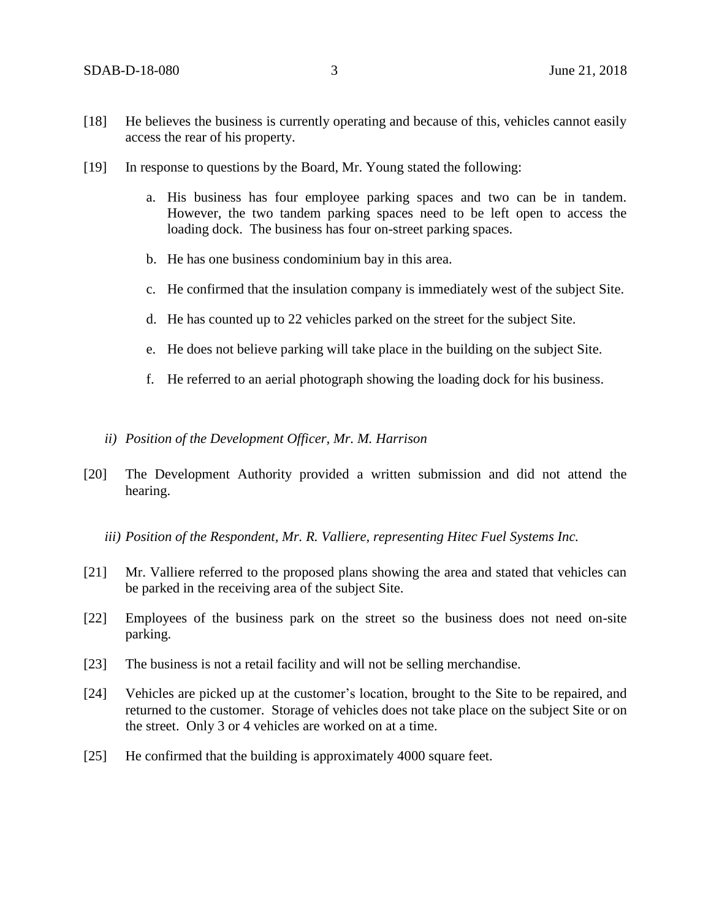[18] He believes the business is currently operating and because of this, vehicles cannot easily access the rear of his property.

[19] In response to questions by the Board, Mr. Young stated the following:

a. His business has four employee parking spaces and two can be in tandem. However, the two tandem parking spaces need to be left open to access the loading dock. The business has four on-street parking spaces.

b. He has one business condominium bay in this area.

c. He confirmed that the insulation company is immediately west of the subject Site.

d. He has counted up to 22 vehicles parked on the street for the subject Site.

e. He does not believe parking will take place in the building on the subject Site.

f. He referred to an aerial photograph showing the loading dock for his business.

*ii) Position of the Development Officer, Mr. M. Harrison*

[20] The Development Authority provided a written submission and did not attend the hearing.

*iii) Position of the Respondent, Mr. R. Valliere, representing Hitec Fuel Systems Inc.*

[21] Mr. Valliere referred to the proposed plans showing the area and stated that vehicles can be parked in the receiving area of the subject Site.

[22] Employees of the business park on the street so the business does not need on-site parking.

[23] The business is not a retail facility and will not be selling merchandise.

[24] Vehicles are picked up at the customer's location, brought to the Site to be repaired, and returned to the customer. Storage of vehicles does not take place on the subject Site or on the street. Only 3 or 4 vehicles are worked on at a time.

[25] He confirmed that the building is approximately 4000 square feet.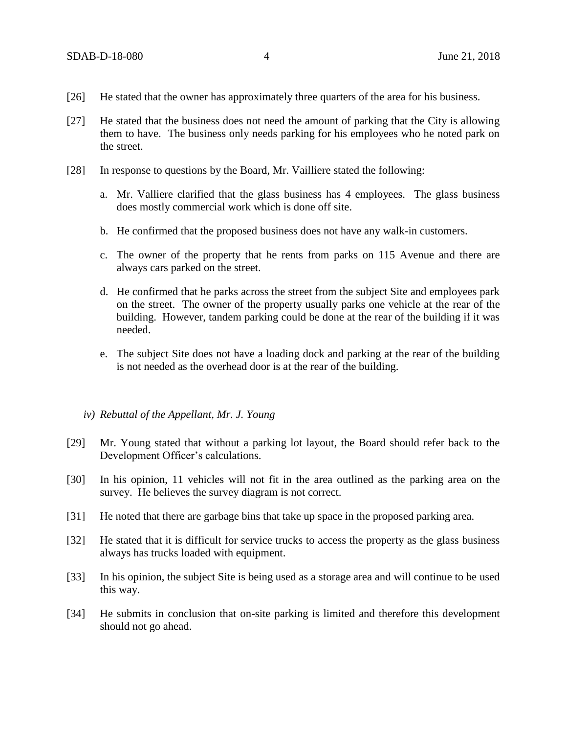[26] He stated that the owner has approximately three quarters of the area for his business.

[27] He stated that the business does not need the amount of parking that the City is allowing them to have. The business only needs parking for his employees who he noted park on the street.

[28] In response to questions by the Board, Mr. Vailliere stated the following:

a. Mr. Valliere clarified that the glass business has 4 employees. The glass business does mostly commercial work which is done off site.

b. He confirmed that the proposed business does not have any walk-in customers.

c. The owner of the property that he rents from parks on 115 Avenue and there are always cars parked on the street.

d. He confirmed that he parks across the street from the subject Site and employees park on the street. The owner of the property usually parks one vehicle at the rear of the building. However, tandem parking could be done at the rear of the building if it was needed.

e. The subject Site does not have a loading dock and parking at the rear of the building is not needed as the overhead door is at the rear of the building.

*iv) Rebuttal of the Appellant, Mr. J. Young*

[29] Mr. Young stated that without a parking lot layout, the Board should refer back to the Development Officer's calculations.

[30] In his opinion, 11 vehicles will not fit in the area outlined as the parking area on the survey. He believes the survey diagram is not correct.

[31] He noted that there are garbage bins that take up space in the proposed parking area.

[32] He stated that it is difficult for service trucks to access the property as the glass business always has trucks loaded with equipment.

[33] In his opinion, the subject Site is being used as a storage area and will continue to be used this way.

[34] He submits in conclusion that on-site parking is limited and therefore this development should not go ahead.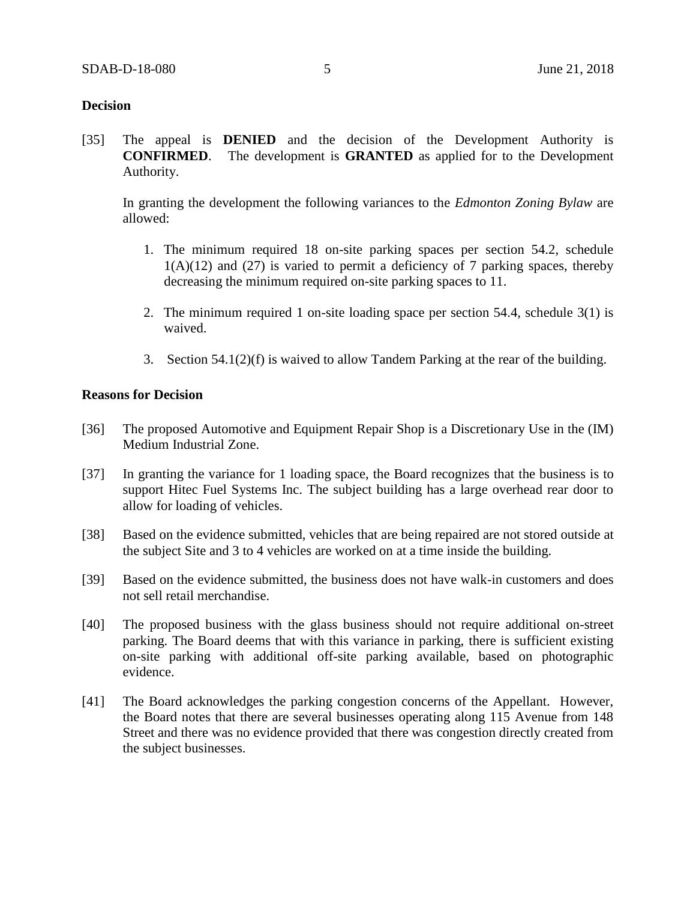**Decision**

[35] The appeal is **DENIED** and the decision of the Development Authority is **CONFIRMED**. The development is **GRANTED** as applied for to the Development Authority.

In granting the development the following variances to the *Edmonton Zoning Bylaw* are allowed:

1. The minimum required 18 on-site parking spaces per section 54.2, schedule 1(A)(12) and (27) is varied to permit a deficiency of 7 parking spaces, thereby decreasing the minimum required on-site parking spaces to 11.

2. The minimum required 1 on-site loading space per section 54.4, schedule 3(1) is waived.

3. Section 54.1(2)(f) is waived to allow Tandem Parking at the rear of the building.

**Reasons for Decision**

[36] The proposed Automotive and Equipment Repair Shop is a Discretionary Use in the (IM) Medium Industrial Zone.

[37] In granting the variance for 1 loading space, the Board recognizes that the business is to support Hitec Fuel Systems Inc. The subject building has a large overhead rear door to allow for loading of vehicles.

[38] Based on the evidence submitted, vehicles that are being repaired are not stored outside at the subject Site and 3 to 4 vehicles are worked on at a time inside the building.

[39] Based on the evidence submitted, the business does not have walk-in customers and does not sell retail merchandise.

[40] The proposed business with the glass business should not require additional on-street parking. The Board deems that with this variance in parking, there is sufficient existing on-site parking with additional off-site parking available, based on photographic evidence.

[41] The Board acknowledges the parking congestion concerns of the Appellant. However, the Board notes that there are several businesses operating along 115 Avenue from 148 Street and there was no evidence provided that there was congestion directly created from the subject businesses.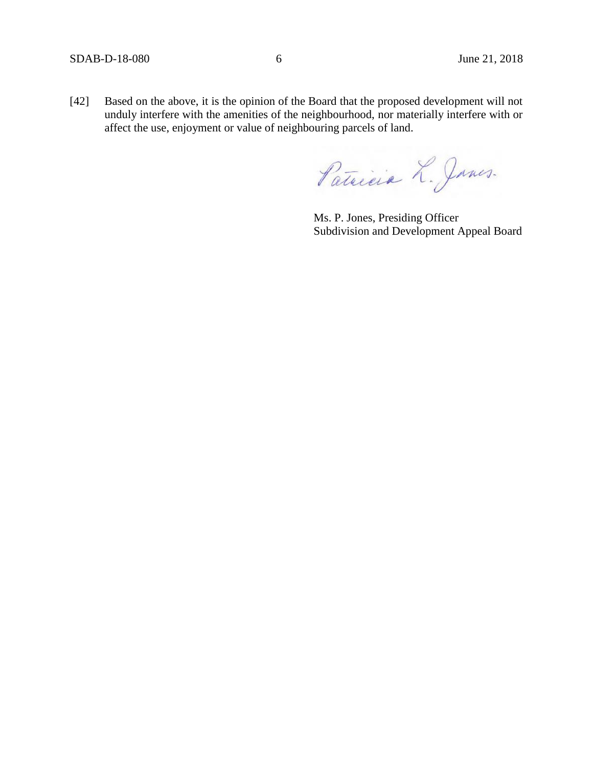[42] Based on the above, it is the opinion of the Board that the proposed development will not unduly interfere with the amenities of the neighbourhood, nor materially interfere with or affect the use, enjoyment or value of neighbouring parcels of land.

Patricia L. Jones.

Ms. P. Jones, Presiding Officer
Subdivision and Development Appeal Board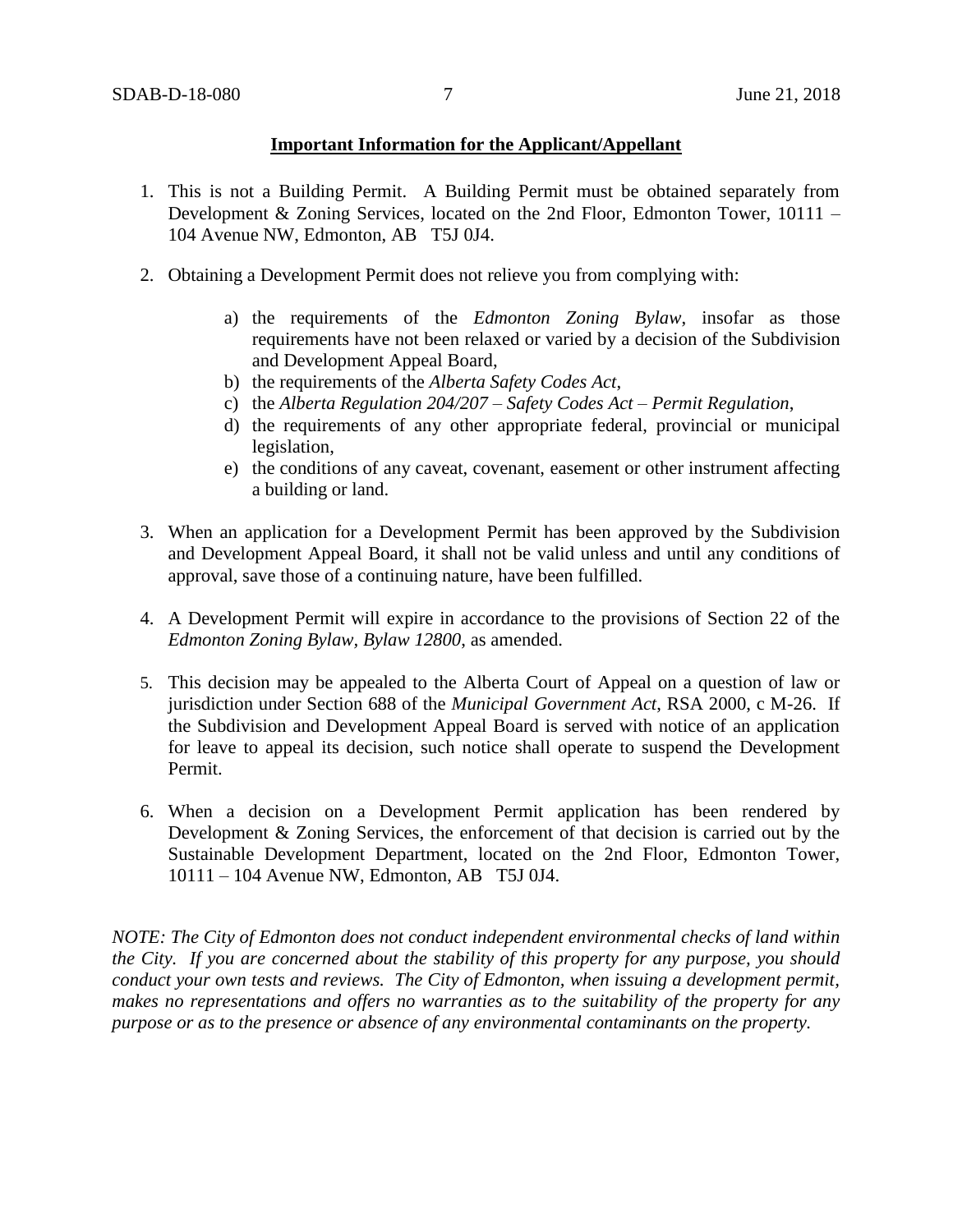**Important Information for the Applicant/Appellant**

1. This is not a Building Permit. A Building Permit must be obtained separately from Development & Zoning Services, located on the 2nd Floor, Edmonton Tower, 10111 – 104 Avenue NW, Edmonton, AB T5J 0J4.

2. Obtaining a Development Permit does not relieve you from complying with:

   a) the requirements of the *Edmonton Zoning Bylaw*, insofar as those requirements have not been relaxed or varied by a decision of the Subdivision and Development Appeal Board,
   b) the requirements of the *Alberta Safety Codes Act*,
   c) the *Alberta Regulation 204/207 – Safety Codes Act – Permit Regulation*,
   d) the requirements of any other appropriate federal, provincial or municipal legislation,
   e) the conditions of any caveat, covenant, easement or other instrument affecting a building or land.

3. When an application for a Development Permit has been approved by the Subdivision and Development Appeal Board, it shall not be valid unless and until any conditions of approval, save those of a continuing nature, have been fulfilled.

4. A Development Permit will expire in accordance to the provisions of Section 22 of the *Edmonton Zoning Bylaw, Bylaw 12800*, as amended.

5. This decision may be appealed to the Alberta Court of Appeal on a question of law or jurisdiction under Section 688 of the *Municipal Government Act*, RSA 2000, c M-26. If the Subdivision and Development Appeal Board is served with notice of an application for leave to appeal its decision, such notice shall operate to suspend the Development Permit.

6. When a decision on a Development Permit application has been rendered by Development & Zoning Services, the enforcement of that decision is carried out by the Sustainable Development Department, located on the 2nd Floor, Edmonton Tower, 10111 – 104 Avenue NW, Edmonton, AB T5J 0J4.

*NOTE: The City of Edmonton does not conduct independent environmental checks of land within the City. If you are concerned about the stability of this property for any purpose, you should conduct your own tests and reviews. The City of Edmonton, when issuing a development permit, makes no representations and offers no warranties as to the suitability of the property for any purpose or as to the presence or absence of any environmental contaminants on the property.*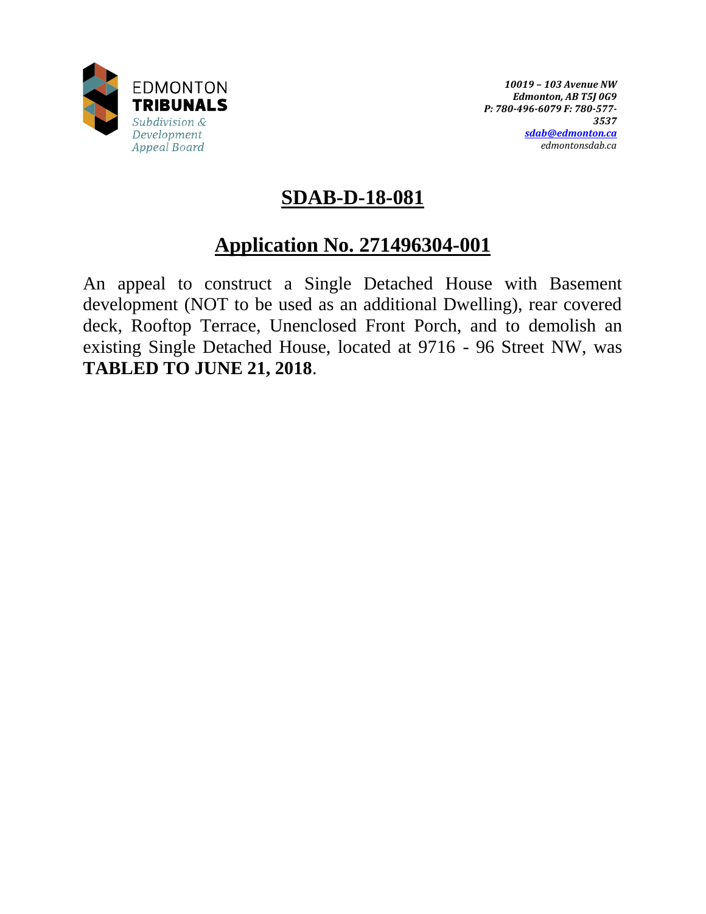EDMONTON
**TRIBUNALS**
*Subdivision & Development Appeal Board*

***10019 – 103 Avenue NW***
***Edmonton, AB T5J 0G9***
***P: 780-496-6079 F: 780-577-3537***
***sdab@edmonton.ca***
*edmontonsdab.ca*

# SDAB-D-18-081

## Application No. 271496304-001

An appeal to construct a Single Detached House with Basement development (NOT to be used as an additional Dwelling), rear covered deck, Rooftop Terrace, Unenclosed Front Porch, and to demolish an existing Single Detached House, located at 9716 - 96 Street NW, was **TABLED TO JUNE 21, 2018**.